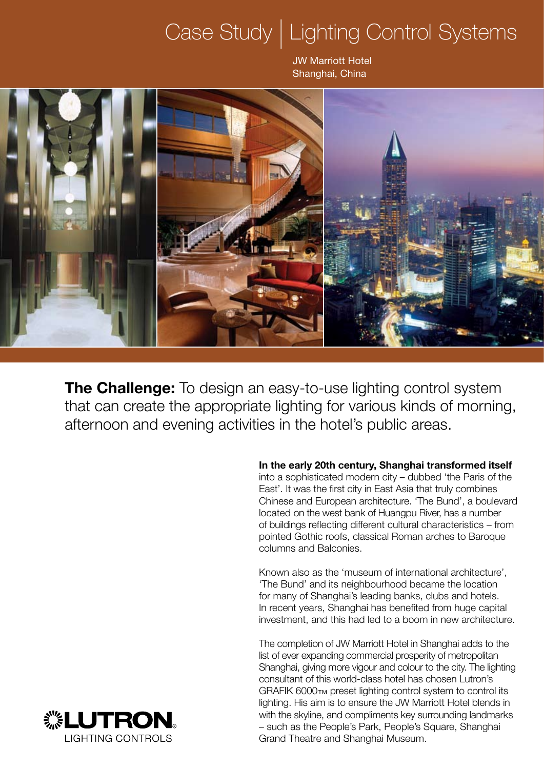# Case Study | Lighting Control Systems

JW Marriott Hotel
Shanghai, China

**The Challenge:** To design an easy-to-use lighting control system that can create the appropriate lighting for various kinds of morning, afternoon and evening activities in the hotel's public areas.

**In the early 20th century, Shanghai transformed itself** into a sophisticated modern city – dubbed 'the Paris of the East'. It was the first city in East Asia that truly combines Chinese and European architecture. 'The Bund', a boulevard located on the west bank of Huangpu River, has a number of buildings reflecting different cultural characteristics – from pointed Gothic roofs, classical Roman arches to Baroque columns and Balconies.

Known also as the 'museum of international architecture', 'The Bund' and its neighbourhood became the location for many of Shanghai's leading banks, clubs and hotels. In recent years, Shanghai has benefited from huge capital investment, and this had led to a boom in new architecture.

The completion of JW Marriott Hotel in Shanghai adds to the list of ever expanding commercial prosperity of metropolitan Shanghai, giving more vigour and colour to the city. The lighting consultant of this world-class hotel has chosen Lutron's GRAFIK 6000™ preset lighting control system to control its lighting. His aim is to ensure the JW Marriott Hotel blends in with the skyline, and compliments key surrounding landmarks – such as the People's Park, People's Square, Shanghai Grand Theatre and Shanghai Museum.

LUTRON® LIGHTING CONTROLS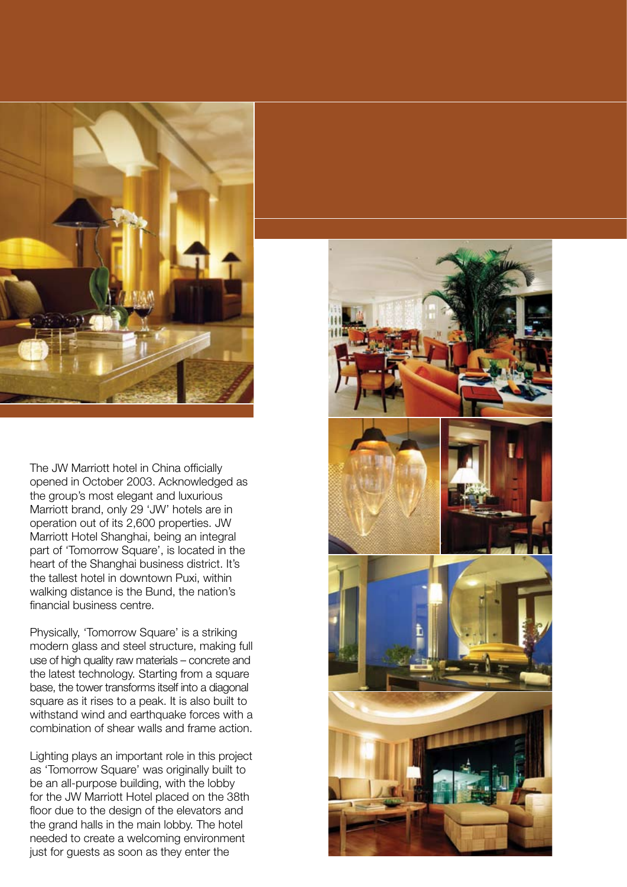The JW Marriott hotel in China officially opened in October 2003. Acknowledged as the group's most elegant and luxurious Marriott brand, only 29 'JW' hotels are in operation out of its 2,600 properties. JW Marriott Hotel Shanghai, being an integral part of 'Tomorrow Square', is located in the heart of the Shanghai business district. It's the tallest hotel in downtown Puxi, within walking distance is the Bund, the nation's financial business centre.

Physically, 'Tomorrow Square' is a striking modern glass and steel structure, making full use of high quality raw materials – concrete and the latest technology. Starting from a square base, the tower transforms itself into a diagonal square as it rises to a peak. It is also built to withstand wind and earthquake forces with a combination of shear walls and frame action.

Lighting plays an important role in this project as 'Tomorrow Square' was originally built to be an all-purpose building, with the lobby for the JW Marriott Hotel placed on the 38th floor due to the design of the elevators and the grand halls in the main lobby. The hotel needed to create a welcoming environment just for guests as soon as they enter the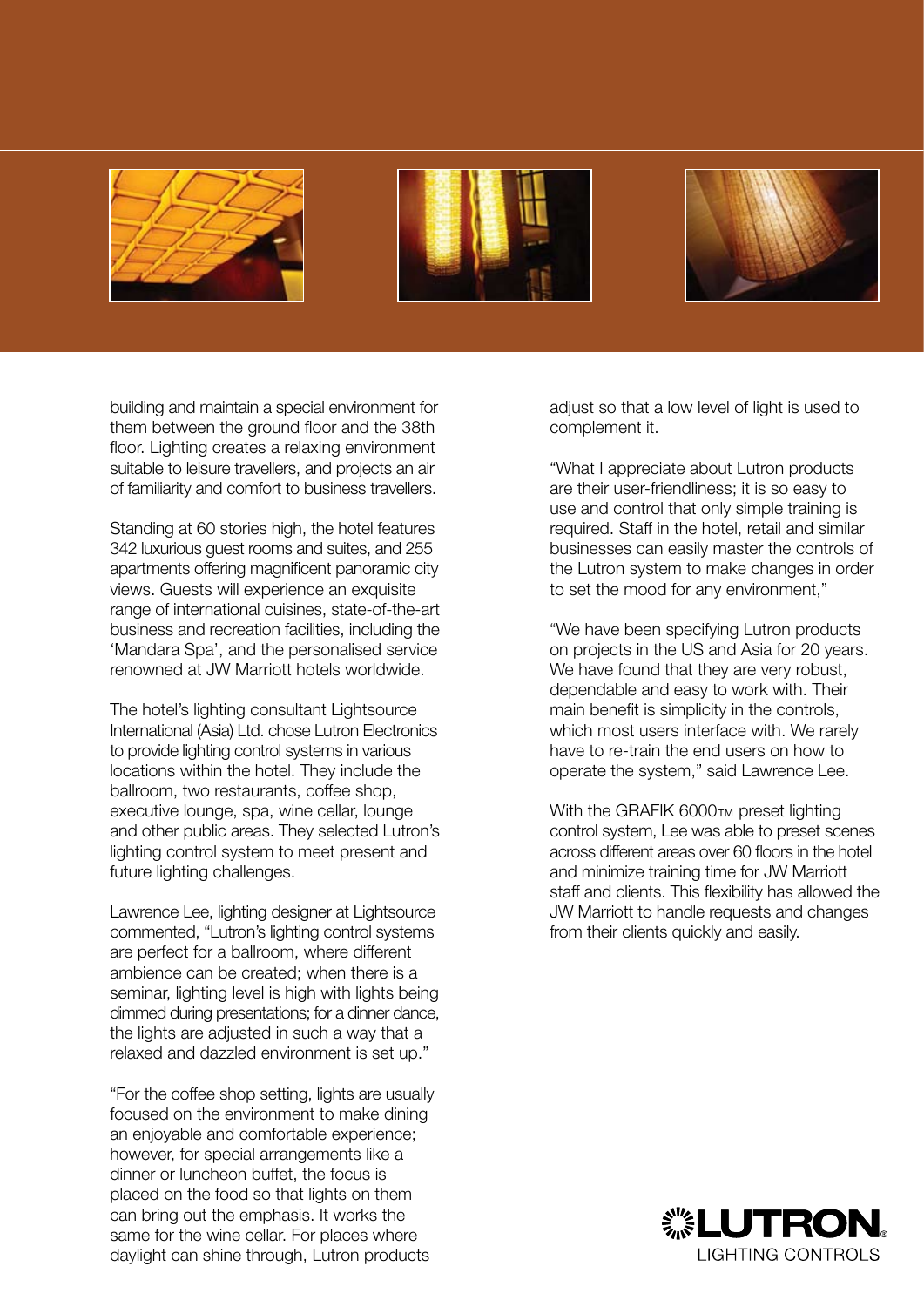building and maintain a special environment for them between the ground floor and the 38th floor. Lighting creates a relaxing environment suitable to leisure travellers, and projects an air of familiarity and comfort to business travellers.

Standing at 60 stories high, the hotel features 342 luxurious guest rooms and suites, and 255 apartments offering magnificent panoramic city views. Guests will experience an exquisite range of international cuisines, state-of-the-art business and recreation facilities, including the 'Mandara Spa', and the personalised service renowned at JW Marriott hotels worldwide.

The hotel's lighting consultant Lightsource International (Asia) Ltd. chose Lutron Electronics to provide lighting control systems in various locations within the hotel. They include the ballroom, two restaurants, coffee shop, executive lounge, spa, wine cellar, lounge and other public areas. They selected Lutron's lighting control system to meet present and future lighting challenges.

Lawrence Lee, lighting designer at Lightsource commented, "Lutron's lighting control systems are perfect for a ballroom, where different ambience can be created; when there is a seminar, lighting level is high with lights being dimmed during presentations; for a dinner dance, the lights are adjusted in such a way that a relaxed and dazzled environment is set up."

"For the coffee shop setting, lights are usually focused on the environment to make dining an enjoyable and comfortable experience; however, for special arrangements like a dinner or luncheon buffet, the focus is placed on the food so that lights on them can bring out the emphasis. It works the same for the wine cellar. For places where daylight can shine through, Lutron products adjust so that a low level of light is used to complement it.

"What I appreciate about Lutron products are their user-friendliness; it is so easy to use and control that only simple training is required. Staff in the hotel, retail and similar businesses can easily master the controls of the Lutron system to make changes in order to set the mood for any environment,"

"We have been specifying Lutron products on projects in the US and Asia for 20 years. We have found that they are very robust, dependable and easy to work with. Their main benefit is simplicity in the controls, which most users interface with. We rarely have to re-train the end users on how to operate the system," said Lawrence Lee.

With the GRAFIK 6000™ preset lighting control system, Lee was able to preset scenes across different areas over 60 floors in the hotel and minimize training time for JW Marriott staff and clients. This flexibility has allowed the JW Marriott to handle requests and changes from their clients quickly and easily.

LUTRON®
LIGHTING CONTROLS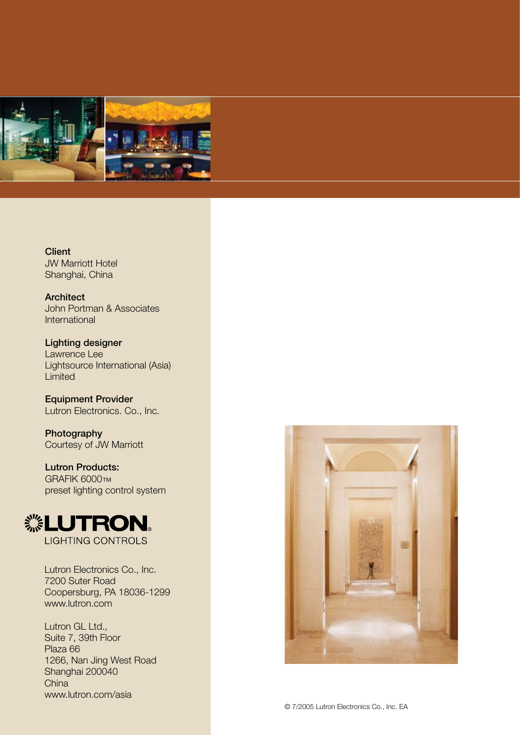**Client**
JW Marriott Hotel
Shanghai, China

**Architect**
John Portman & Associates
International

**Lighting designer**
Lawrence Lee
Lightsource International (Asia)
Limited

**Equipment Provider**
Lutron Electronics. Co., Inc.

**Photography**
Courtesy of JW Marriott

**Lutron Products:**
GRAFIK 6000™
preset lighting control system

LUTRON®
LIGHTING CONTROLS

Lutron Electronics Co., Inc.
7200 Suter Road
Coopersburg, PA 18036-1299
www.lutron.com

Lutron GL Ltd.,
Suite 7, 39th Floor
Plaza 66
1266, Nan Jing West Road
Shanghai 200040
China
www.lutron.com/asia

© 7/2005 Lutron Electronics Co., Inc. EA